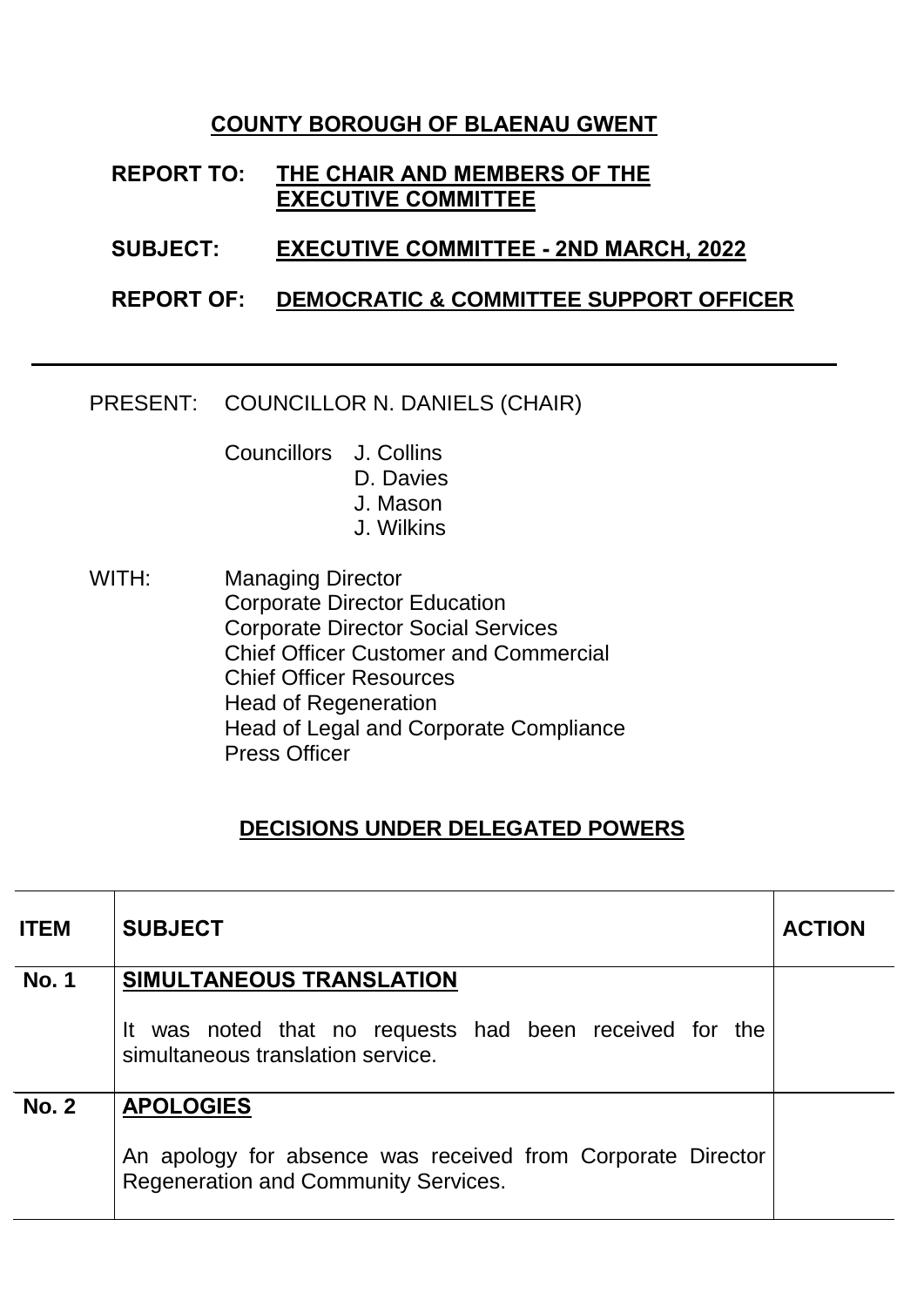# COUNTY BOROUGH OF BLAENAU GWENT

**REPORT TO:** **THE CHAIR AND MEMBERS OF THE EXECUTIVE COMMITTEE**

**SUBJECT:** **EXECUTIVE COMMITTEE - 2ND MARCH, 2022**

**REPORT OF:** **DEMOCRATIC & COMMITTEE SUPPORT OFFICER**

---

PRESENT: COUNCILLOR N. DANIELS (CHAIR)

Councillors J. Collins
D. Davies
J. Mason
J. Wilkins

WITH: Managing Director
Corporate Director Education
Corporate Director Social Services
Chief Officer Customer and Commercial
Chief Officer Resources
Head of Regeneration
Head of Legal and Corporate Compliance
Press Officer

## DECISIONS UNDER DELEGATED POWERS

| ITEM | SUBJECT | ACTION |
|---|---|---|
| No. 1 | **SIMULTANEOUS TRANSLATION**<br><br>It was noted that no requests had been received for the simultaneous translation service. | |
| No. 2 | **APOLOGIES**<br><br>An apology for absence was received from Corporate Director Regeneration and Community Services. | |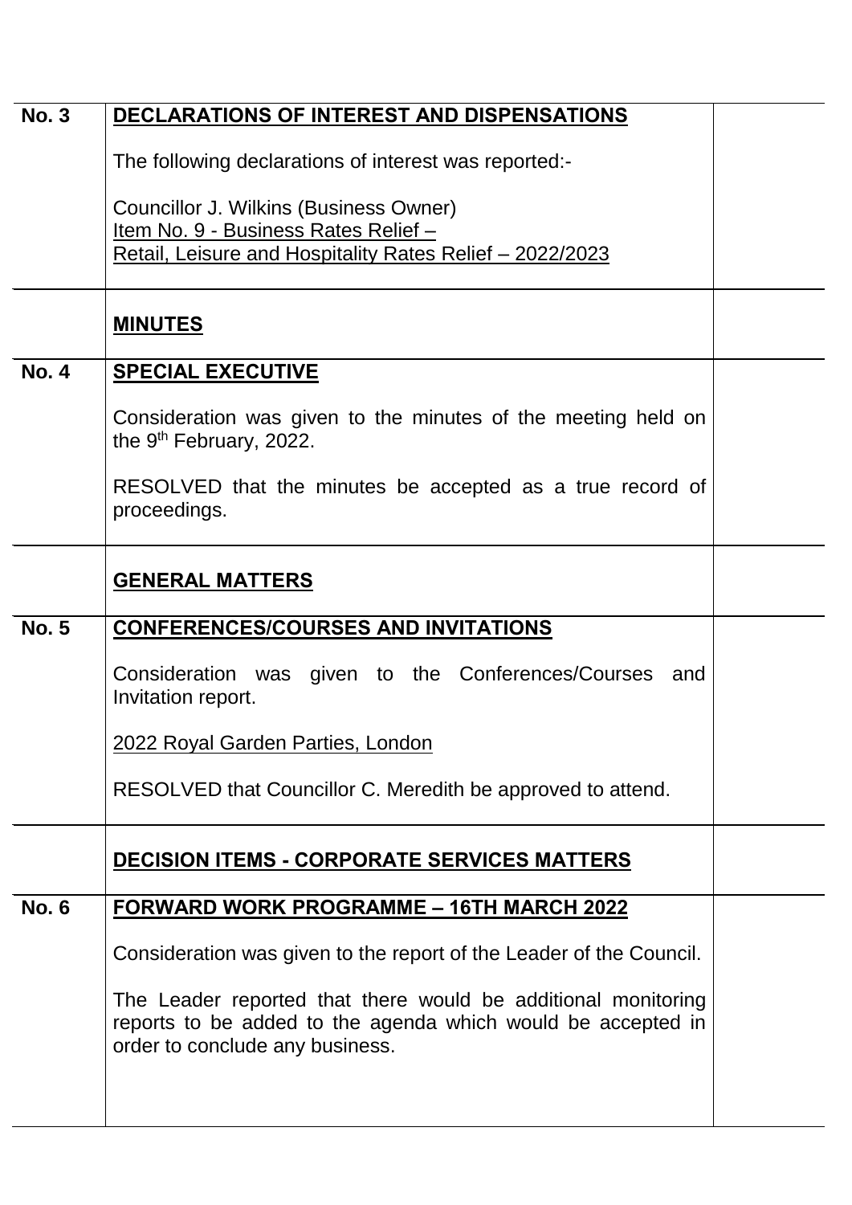| | | |
|---|---|---|
| **No. 3** | **DECLARATIONS OF INTEREST AND DISPENSATIONS**<br><br>The following declarations of interest was reported:-<br><br>Councillor J. Wilkins (Business Owner)<br>Item No. 9 - Business Rates Relief –<br>Retail, Leisure and Hospitality Rates Relief – 2022/2023 | |
| | **MINUTES** | |
| **No. 4** | **SPECIAL EXECUTIVE**<br><br>Consideration was given to the minutes of the meeting held on the 9th February, 2022.<br><br>RESOLVED that the minutes be accepted as a true record of proceedings. | |
| | **GENERAL MATTERS** | |
| **No. 5** | **CONFERENCES/COURSES AND INVITATIONS**<br><br>Consideration was given to the Conferences/Courses and Invitation report.<br><br>2022 Royal Garden Parties, London<br><br>RESOLVED that Councillor C. Meredith be approved to attend. | |
| | **DECISION ITEMS - CORPORATE SERVICES MATTERS** | |
| **No. 6** | **FORWARD WORK PROGRAMME – 16TH MARCH 2022**<br><br>Consideration was given to the report of the Leader of the Council.<br><br>The Leader reported that there would be additional monitoring reports to be added to the agenda which would be accepted in order to conclude any business. | |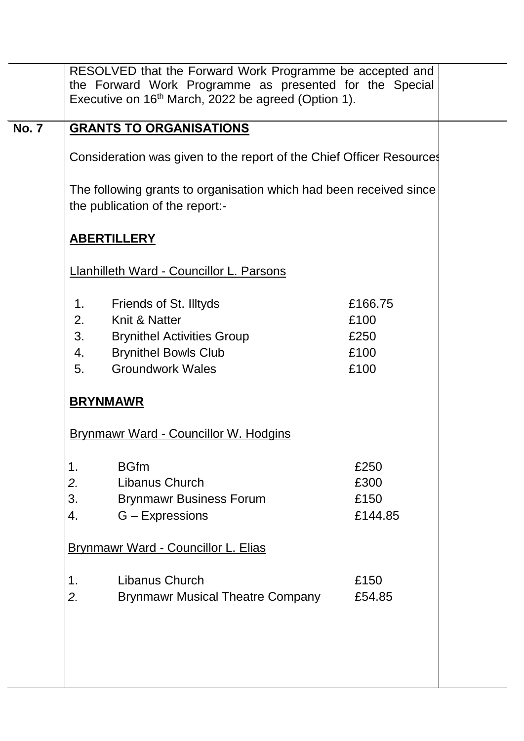RESOLVED that the Forward Work Programme be accepted and the Forward Work Programme as presented for the Special Executive on 16th March, 2022 be agreed (Option 1).

**No. 7** **GRANTS TO ORGANISATIONS**

Consideration was given to the report of the Chief Officer Resources

The following grants to organisation which had been received since the publication of the report:-

**ABERTILLERY**

Llanhilleth Ward - Councillor L. Parsons

| | | |
|---|---|---|
| 1. | Friends of St. Illtyds | £166.75 |
| 2. | Knit & Natter | £100 |
| 3. | Brynithel Activities Group | £250 |
| 4. | Brynithel Bowls Club | £100 |
| 5. | Groundwork Wales | £100 |

**BRYNMAWR**

Brynmawr Ward - Councillor W. Hodgins

| | | |
|---|---|---|
| 1. | BGfm | £250 |
| 2. | Libanus Church | £300 |
| 3. | Brynmawr Business Forum | £150 |
| 4. | G – Expressions | £144.85 |

Brynmawr Ward - Councillor L. Elias

| | | |
|---|---|---|
| 1. | Libanus Church | £150 |
| 2. | Brynmawr Musical Theatre Company | £54.85 |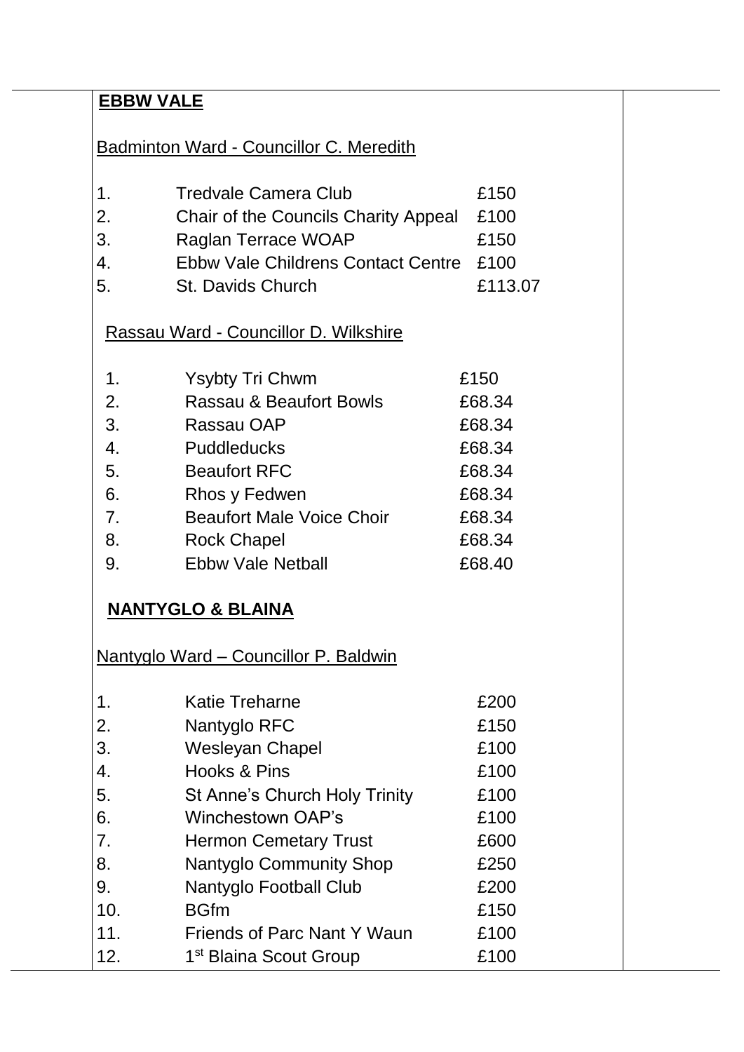**EBBW VALE**

Badminton Ward - Councillor C. Meredith

| | | |
|---|---|---|
| 1. | Tredvale Camera Club | £150 |
| 2. | Chair of the Councils Charity Appeal | £100 |
| 3. | Raglan Terrace WOAP | £150 |
| 4. | Ebbw Vale Childrens Contact Centre | £100 |
| 5. | St. Davids Church | £113.07 |

Rassau Ward - Councillor D. Wilkshire

| | | |
|---|---|---|
| 1. | Ysybty Tri Chwm | £150 |
| 2. | Rassau & Beaufort Bowls | £68.34 |
| 3. | Rassau OAP | £68.34 |
| 4. | Puddleducks | £68.34 |
| 5. | Beaufort RFC | £68.34 |
| 6. | Rhos y Fedwen | £68.34 |
| 7. | Beaufort Male Voice Choir | £68.34 |
| 8. | Rock Chapel | £68.34 |
| 9. | Ebbw Vale Netball | £68.40 |

**NANTYGLO & BLAINA**

Nantyglo Ward – Councillor P. Baldwin

| | | |
|---|---|---|
| 1. | Katie Treharne | £200 |
| 2. | Nantyglo RFC | £150 |
| 3. | Wesleyan Chapel | £100 |
| 4. | Hooks & Pins | £100 |
| 5. | St Anne's Church Holy Trinity | £100 |
| 6. | Winchestown OAP's | £100 |
| 7. | Hermon Cemetary Trust | £600 |
| 8. | Nantyglo Community Shop | £250 |
| 9. | Nantyglo Football Club | £200 |
| 10. | BGfm | £150 |
| 11. | Friends of Parc Nant Y Waun | £100 |
| 12. | 1st Blaina Scout Group | £100 |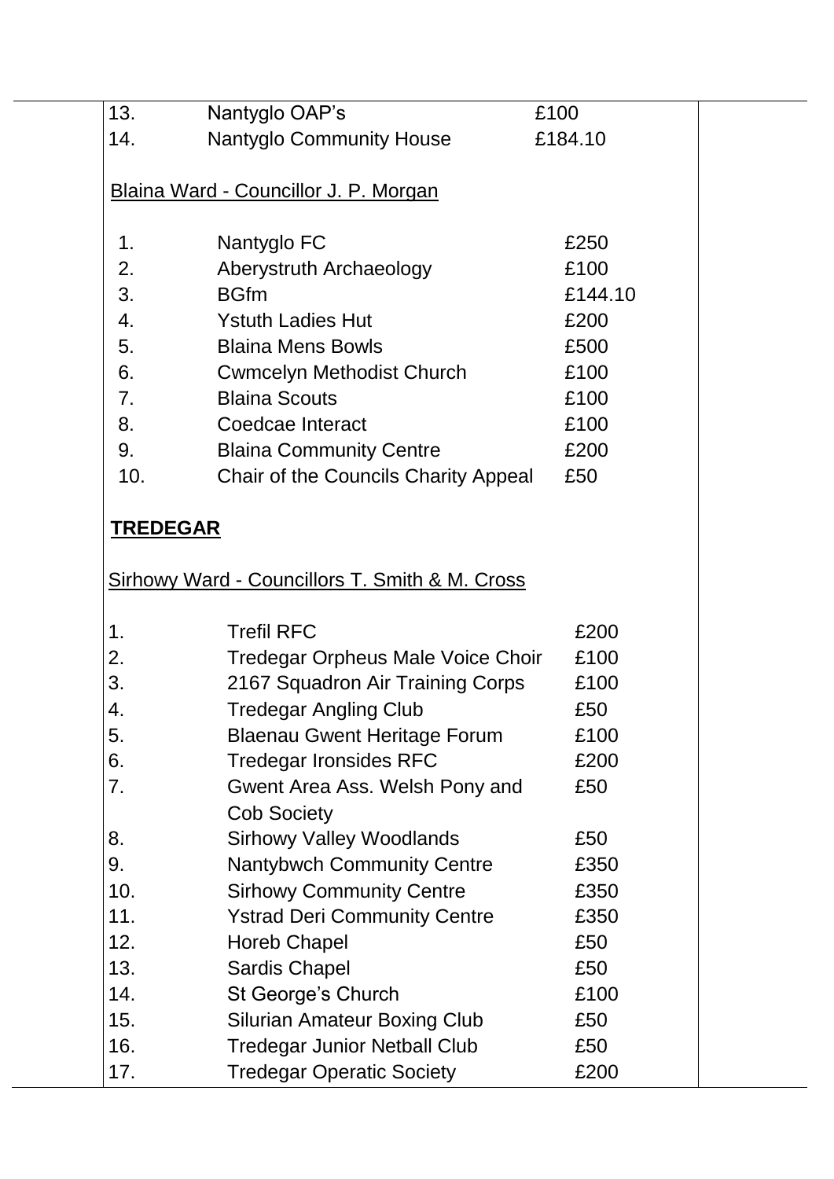| | | |
|---|---|---|
| 13. | Nantyglo OAP's | £100 |
| 14. | Nantyglo Community House | £184.10 |

Blaina Ward - Councillor J. P. Morgan

| | | |
|---|---|---|
| 1. | Nantyglo FC | £250 |
| 2. | Aberystruth Archaeology | £100 |
| 3. | BGfm | £144.10 |
| 4. | Ystuth Ladies Hut | £200 |
| 5. | Blaina Mens Bowls | £500 |
| 6. | Cwmcelyn Methodist Church | £100 |
| 7. | Blaina Scouts | £100 |
| 8. | Coedcae Interact | £100 |
| 9. | Blaina Community Centre | £200 |
| 10. | Chair of the Councils Charity Appeal | £50 |

**TREDEGAR**

Sirhowy Ward - Councillors T. Smith & M. Cross

| | | |
|---|---|---|
| 1. | Trefil RFC | £200 |
| 2. | Tredegar Orpheus Male Voice Choir | £100 |
| 3. | 2167 Squadron Air Training Corps | £100 |
| 4. | Tredegar Angling Club | £50 |
| 5. | Blaenau Gwent Heritage Forum | £100 |
| 6. | Tredegar Ironsides RFC | £200 |
| 7. | Gwent Area Ass. Welsh Pony and Cob Society | £50 |
| 8. | Sirhowy Valley Woodlands | £50 |
| 9. | Nantybwch Community Centre | £350 |
| 10. | Sirhowy Community Centre | £350 |
| 11. | Ystrad Deri Community Centre | £350 |
| 12. | Horeb Chapel | £50 |
| 13. | Sardis Chapel | £50 |
| 14. | St George's Church | £100 |
| 15. | Silurian Amateur Boxing Club | £50 |
| 16. | Tredegar Junior Netball Club | £50 |
| 17. | Tredegar Operatic Society | £200 |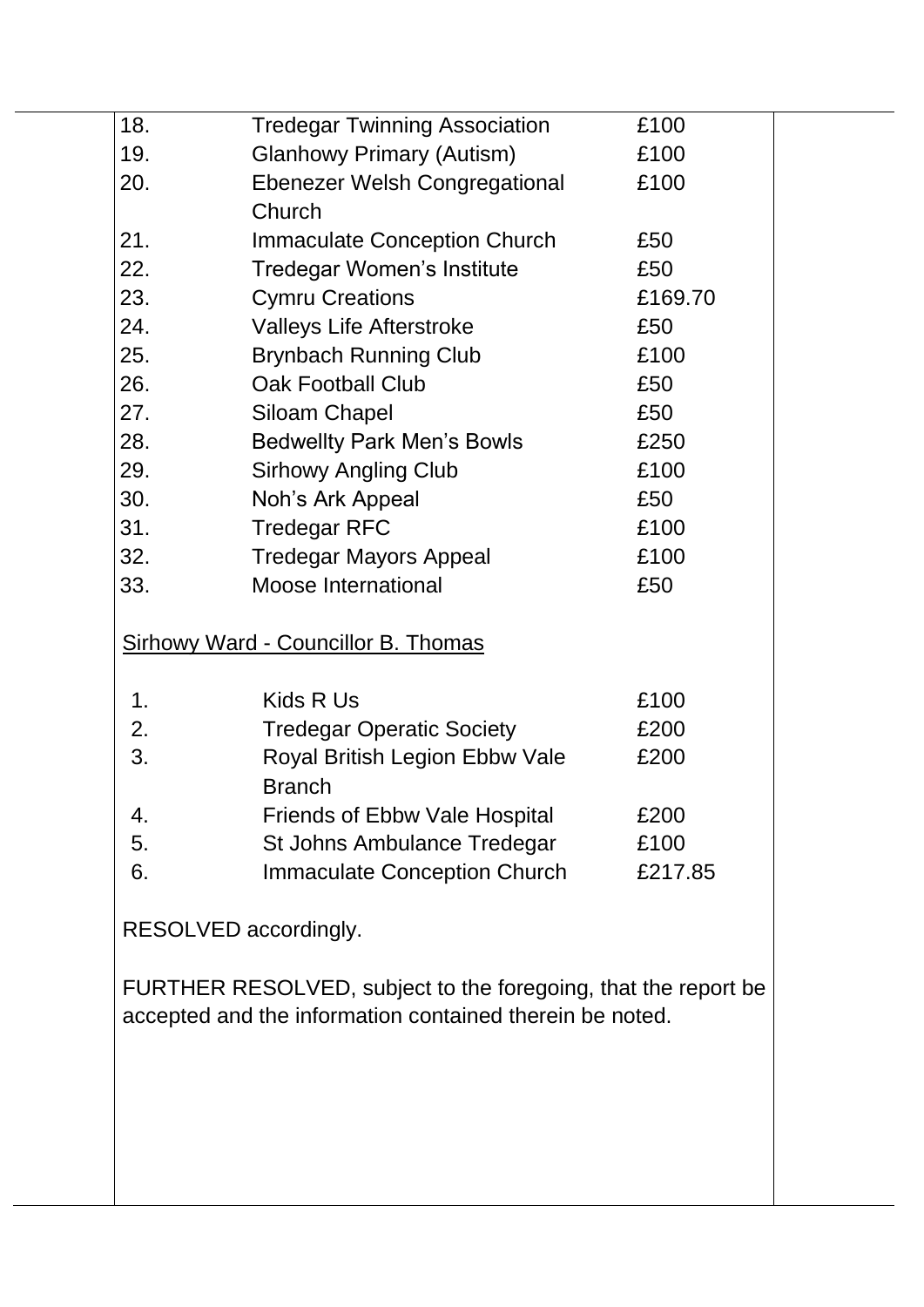| | | |
|---|---|---|
| 18. | Tredegar Twinning Association | £100 |
| 19. | Glanhowy Primary (Autism) | £100 |
| 20. | Ebenezer Welsh Congregational Church | £100 |
| 21. | Immaculate Conception Church | £50 |
| 22. | Tredegar Women's Institute | £50 |
| 23. | Cymru Creations | £169.70 |
| 24. | Valleys Life Afterstroke | £50 |
| 25. | Brynbach Running Club | £100 |
| 26. | Oak Football Club | £50 |
| 27. | Siloam Chapel | £50 |
| 28. | Bedwellty Park Men's Bowls | £250 |
| 29. | Sirhowy Angling Club | £100 |
| 30. | Noh's Ark Appeal | £50 |
| 31. | Tredegar RFC | £100 |
| 32. | Tredegar Mayors Appeal | £100 |
| 33. | Moose International | £50 |

<u>Sirhowy Ward - Councillor B. Thomas</u>

| | | |
|---|---|---|
| 1. | Kids R Us | £100 |
| 2. | Tredegar Operatic Society | £200 |
| 3. | Royal British Legion Ebbw Vale Branch | £200 |
| 4. | Friends of Ebbw Vale Hospital | £200 |
| 5. | St Johns Ambulance Tredegar | £100 |
| 6. | Immaculate Conception Church | £217.85 |

RESOLVED accordingly.

FURTHER RESOLVED, subject to the foregoing, that the report be accepted and the information contained therein be noted.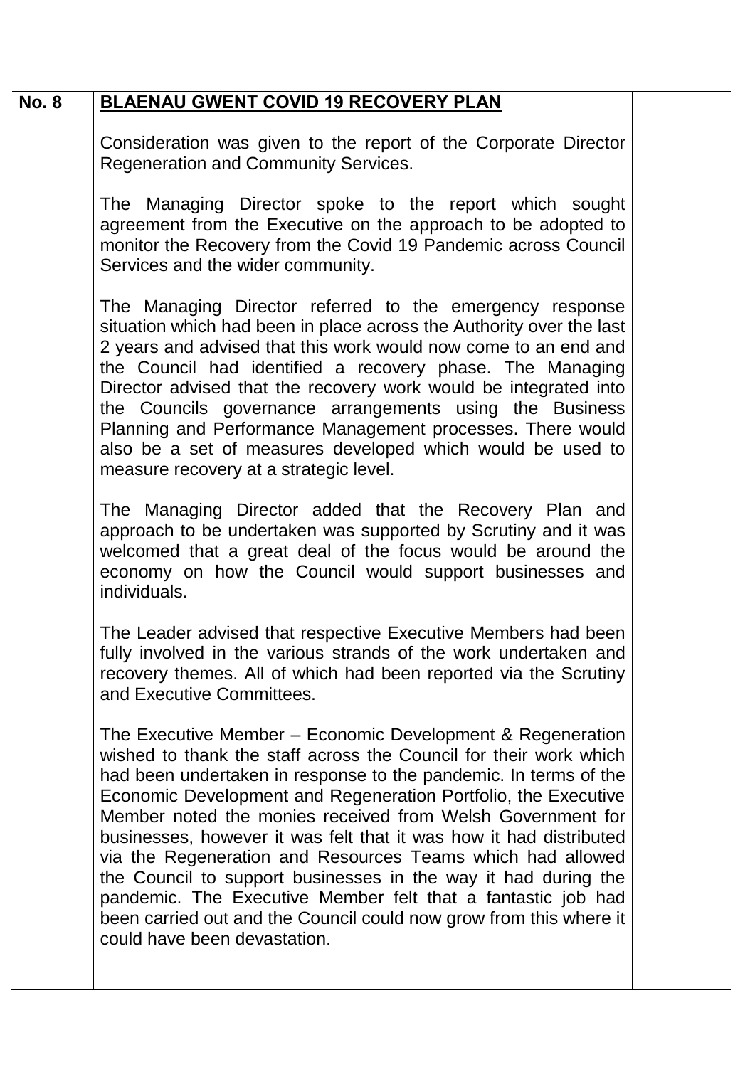| No. 8 | **BLAENAU GWENT COVID 19 RECOVERY PLAN** | |
|---|---|---|
| | Consideration was given to the report of the Corporate Director Regeneration and Community Services.<br><br>The Managing Director spoke to the report which sought agreement from the Executive on the approach to be adopted to monitor the Recovery from the Covid 19 Pandemic across Council Services and the wider community.<br><br>The Managing Director referred to the emergency response situation which had been in place across the Authority over the last 2 years and advised that this work would now come to an end and the Council had identified a recovery phase. The Managing Director advised that the recovery work would be integrated into the Councils governance arrangements using the Business Planning and Performance Management processes. There would also be a set of measures developed which would be used to measure recovery at a strategic level.<br><br>The Managing Director added that the Recovery Plan and approach to be undertaken was supported by Scrutiny and it was welcomed that a great deal of the focus would be around the economy on how the Council would support businesses and individuals.<br><br>The Leader advised that respective Executive Members had been fully involved in the various strands of the work undertaken and recovery themes. All of which had been reported via the Scrutiny and Executive Committees.<br><br>The Executive Member – Economic Development & Regeneration wished to thank the staff across the Council for their work which had been undertaken in response to the pandemic. In terms of the Economic Development and Regeneration Portfolio, the Executive Member noted the monies received from Welsh Government for businesses, however it was felt that it was how it had distributed via the Regeneration and Resources Teams which had allowed the Council to support businesses in the way it had during the pandemic. The Executive Member felt that a fantastic job had been carried out and the Council could now grow from this where it could have been devastation. | |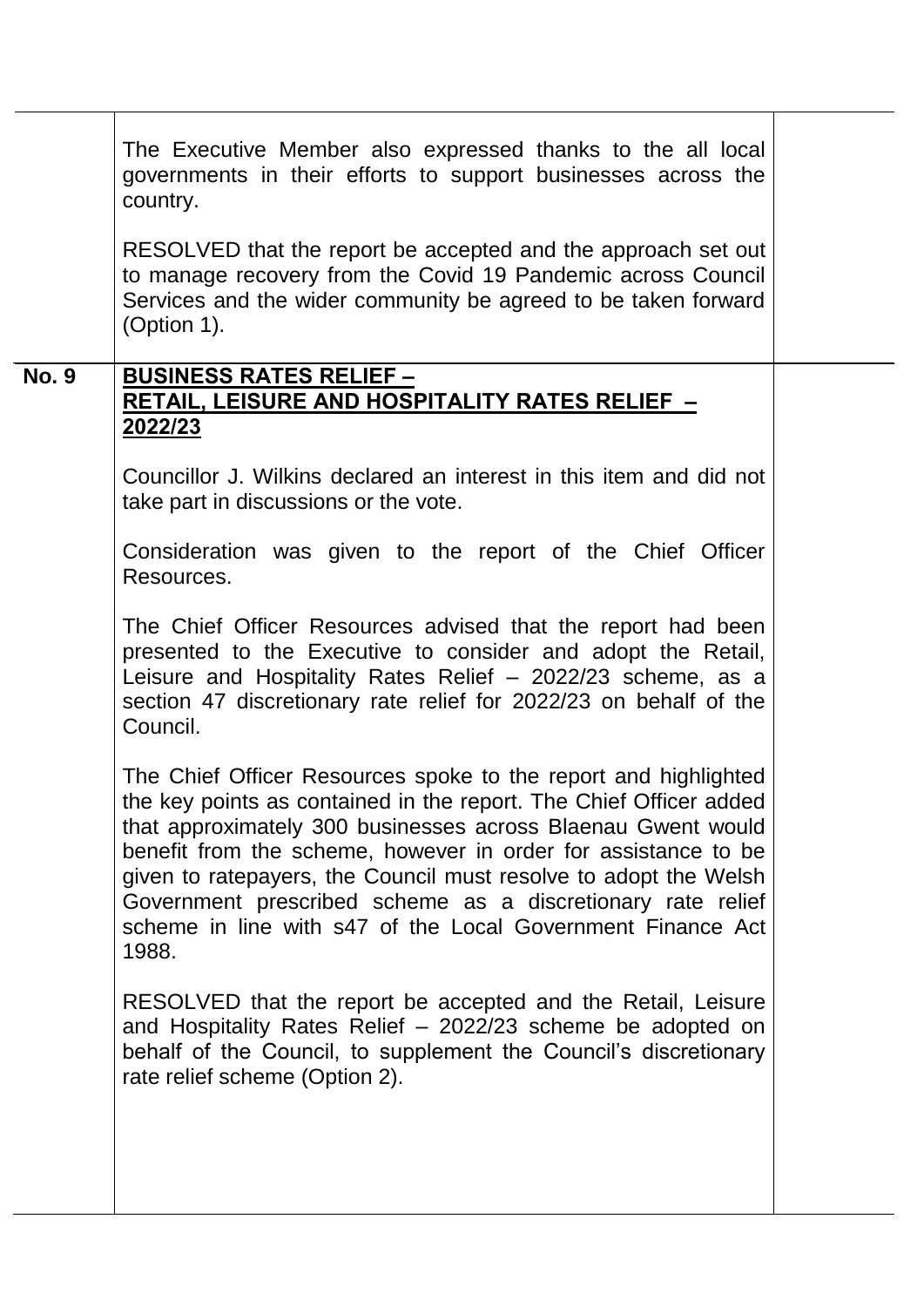| | | |
|---|---|---|
| | The Executive Member also expressed thanks to the all local governments in their efforts to support businesses across the country.<br><br>RESOLVED that the report be accepted and the approach set out to manage recovery from the Covid 19 Pandemic across Council Services and the wider community be agreed to be taken forward (Option 1). | |
| **No. 9** | **<u>BUSINESS RATES RELIEF – RETAIL, LEISURE AND HOSPITALITY RATES RELIEF – 2022/23</u>**<br><br>Councillor J. Wilkins declared an interest in this item and did not take part in discussions or the vote.<br><br>Consideration was given to the report of the Chief Officer Resources.<br><br>The Chief Officer Resources advised that the report had been presented to the Executive to consider and adopt the Retail, Leisure and Hospitality Rates Relief – 2022/23 scheme, as a section 47 discretionary rate relief for 2022/23 on behalf of the Council.<br><br>The Chief Officer Resources spoke to the report and highlighted the key points as contained in the report. The Chief Officer added that approximately 300 businesses across Blaenau Gwent would benefit from the scheme, however in order for assistance to be given to ratepayers, the Council must resolve to adopt the Welsh Government prescribed scheme as a discretionary rate relief scheme in line with s47 of the Local Government Finance Act 1988.<br><br>RESOLVED that the report be accepted and the Retail, Leisure and Hospitality Rates Relief – 2022/23 scheme be adopted on behalf of the Council, to supplement the Council's discretionary rate relief scheme (Option 2). | |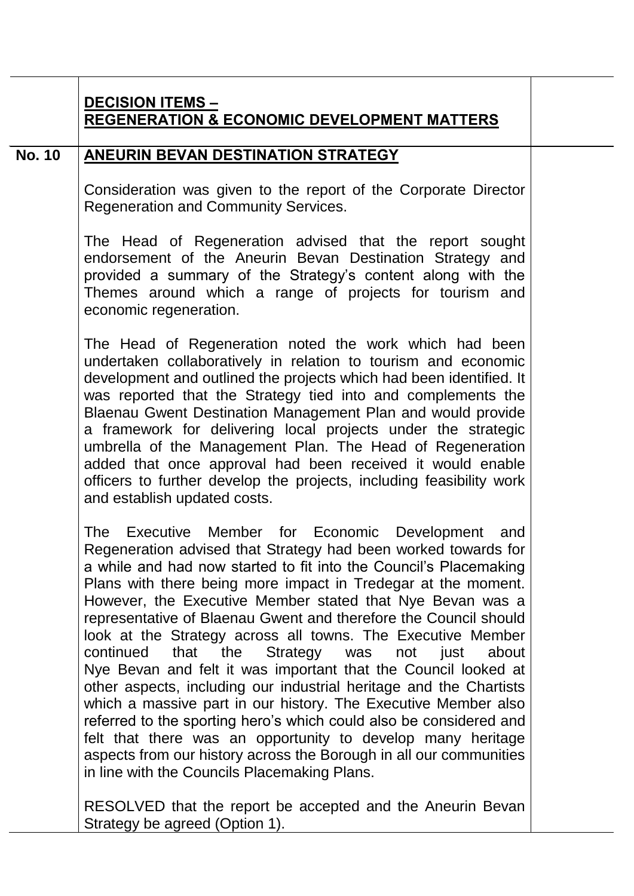**DECISION ITEMS –**
**REGENERATION & ECONOMIC DEVELOPMENT MATTERS**

**No. 10** **ANEURIN BEVAN DESTINATION STRATEGY**

Consideration was given to the report of the Corporate Director Regeneration and Community Services.

The Head of Regeneration advised that the report sought endorsement of the Aneurin Bevan Destination Strategy and provided a summary of the Strategy's content along with the Themes around which a range of projects for tourism and economic regeneration.

The Head of Regeneration noted the work which had been undertaken collaboratively in relation to tourism and economic development and outlined the projects which had been identified. It was reported that the Strategy tied into and complements the Blaenau Gwent Destination Management Plan and would provide a framework for delivering local projects under the strategic umbrella of the Management Plan. The Head of Regeneration added that once approval had been received it would enable officers to further develop the projects, including feasibility work and establish updated costs.

The Executive Member for Economic Development and Regeneration advised that Strategy had been worked towards for a while and had now started to fit into the Council's Placemaking Plans with there being more impact in Tredegar at the moment. However, the Executive Member stated that Nye Bevan was a representative of Blaenau Gwent and therefore the Council should look at the Strategy across all towns. The Executive Member continued that the Strategy was not just about Nye Bevan and felt it was important that the Council looked at other aspects, including our industrial heritage and the Chartists which a massive part in our history. The Executive Member also referred to the sporting hero's which could also be considered and felt that there was an opportunity to develop many heritage aspects from our history across the Borough in all our communities in line with the Councils Placemaking Plans.

RESOLVED that the report be accepted and the Aneurin Bevan Strategy be agreed (Option 1).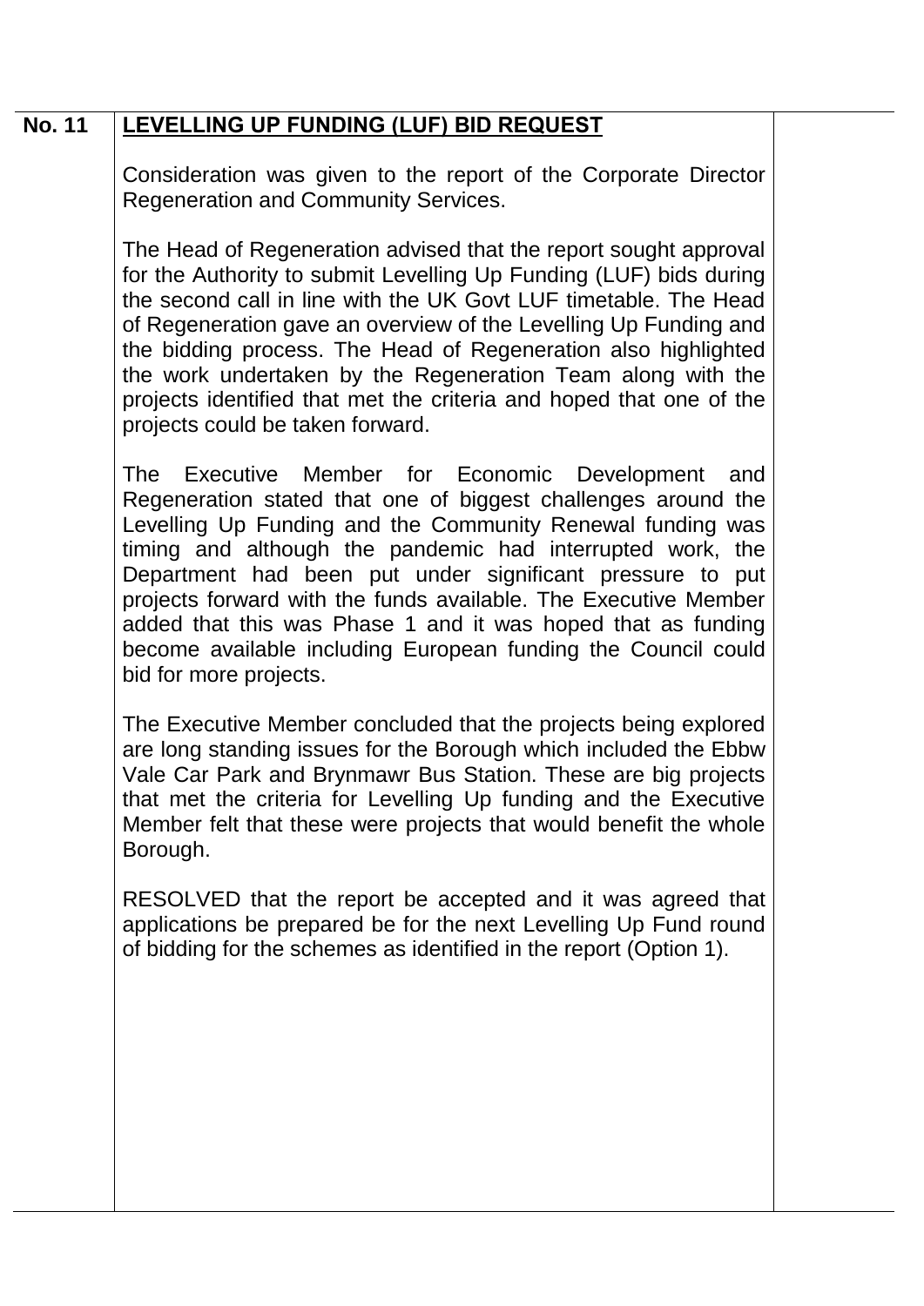**No. 11** **LEVELLING UP FUNDING (LUF) BID REQUEST**

Consideration was given to the report of the Corporate Director Regeneration and Community Services.

The Head of Regeneration advised that the report sought approval for the Authority to submit Levelling Up Funding (LUF) bids during the second call in line with the UK Govt LUF timetable. The Head of Regeneration gave an overview of the Levelling Up Funding and the bidding process. The Head of Regeneration also highlighted the work undertaken by the Regeneration Team along with the projects identified that met the criteria and hoped that one of the projects could be taken forward.

The Executive Member for Economic Development and Regeneration stated that one of biggest challenges around the Levelling Up Funding and the Community Renewal funding was timing and although the pandemic had interrupted work, the Department had been put under significant pressure to put projects forward with the funds available. The Executive Member added that this was Phase 1 and it was hoped that as funding become available including European funding the Council could bid for more projects.

The Executive Member concluded that the projects being explored are long standing issues for the Borough which included the Ebbw Vale Car Park and Brynmawr Bus Station. These are big projects that met the criteria for Levelling Up funding and the Executive Member felt that these were projects that would benefit the whole Borough.

RESOLVED that the report be accepted and it was agreed that applications be prepared be for the next Levelling Up Fund round of bidding for the schemes as identified in the report (Option 1).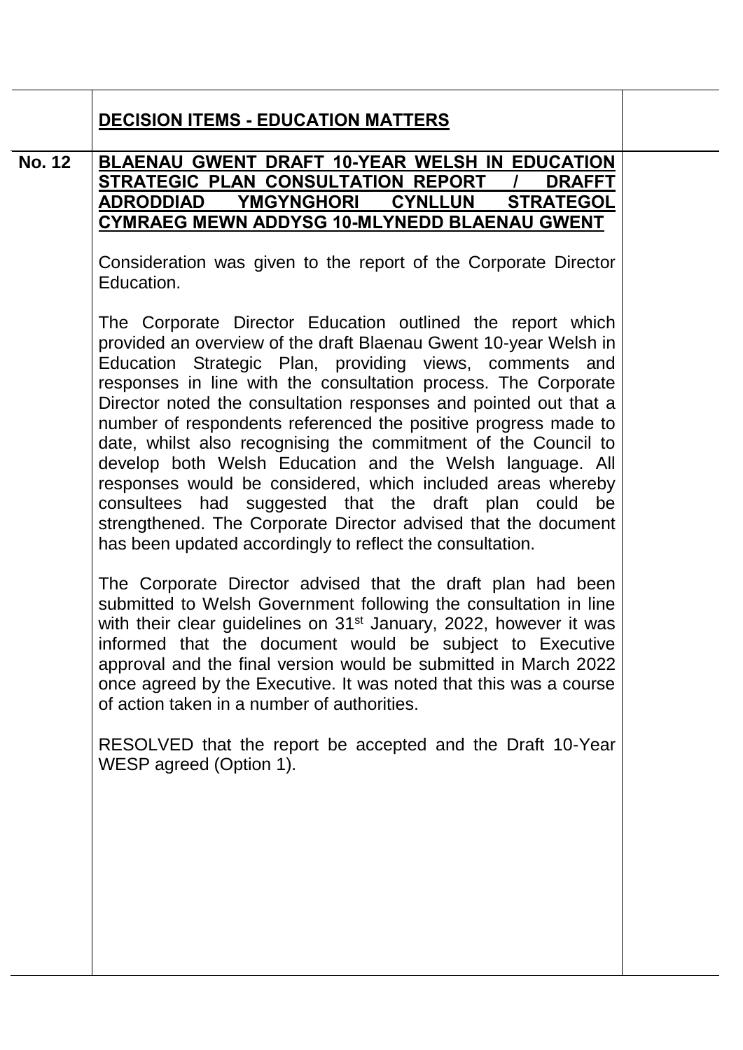## DECISION ITEMS - EDUCATION MATTERS

**No. 12** **BLAENAU GWENT DRAFT 10-YEAR WELSH IN EDUCATION STRATEGIC PLAN CONSULTATION REPORT / DRAFFT ADRODDIAD YMGYNGHORI CYNLLUN STRATEGOL CYMRAEG MEWN ADDYSG 10-MLYNEDD BLAENAU GWENT**

Consideration was given to the report of the Corporate Director Education.

The Corporate Director Education outlined the report which provided an overview of the draft Blaenau Gwent 10-year Welsh in Education Strategic Plan, providing views, comments and responses in line with the consultation process. The Corporate Director noted the consultation responses and pointed out that a number of respondents referenced the positive progress made to date, whilst also recognising the commitment of the Council to develop both Welsh Education and the Welsh language. All responses would be considered, which included areas whereby consultees had suggested that the draft plan could be strengthened. The Corporate Director advised that the document has been updated accordingly to reflect the consultation.

The Corporate Director advised that the draft plan had been submitted to Welsh Government following the consultation in line with their clear guidelines on 31st January, 2022, however it was informed that the document would be subject to Executive approval and the final version would be submitted in March 2022 once agreed by the Executive. It was noted that this was a course of action taken in a number of authorities.

RESOLVED that the report be accepted and the Draft 10-Year WESP agreed (Option 1).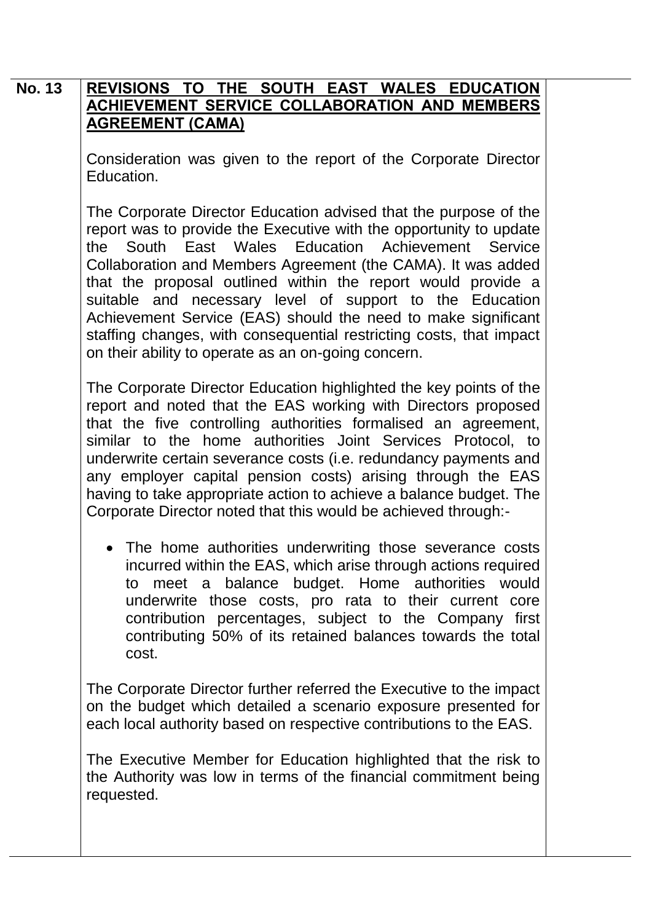| No. 13 | **REVISIONS TO THE SOUTH EAST WALES EDUCATION ACHIEVEMENT SERVICE COLLABORATION AND MEMBERS AGREEMENT (CAMA)**<br><br>Consideration was given to the report of the Corporate Director Education.<br><br>The Corporate Director Education advised that the purpose of the report was to provide the Executive with the opportunity to update the South East Wales Education Achievement Service Collaboration and Members Agreement (the CAMA). It was added that the proposal outlined within the report would provide a suitable and necessary level of support to the Education Achievement Service (EAS) should the need to make significant staffing changes, with consequential restricting costs, that impact on their ability to operate as an on-going concern.<br><br>The Corporate Director Education highlighted the key points of the report and noted that the EAS working with Directors proposed that the five controlling authorities formalised an agreement, similar to the home authorities Joint Services Protocol, to underwrite certain severance costs (i.e. redundancy payments and any employer capital pension costs) arising through the EAS having to take appropriate action to achieve a balance budget. The Corporate Director noted that this would be achieved through:-<br><br>• The home authorities underwriting those severance costs incurred within the EAS, which arise through actions required to meet a balance budget. Home authorities would underwrite those costs, pro rata to their current core contribution percentages, subject to the Company first contributing 50% of its retained balances towards the total cost.<br><br>The Corporate Director further referred the Executive to the impact on the budget which detailed a scenario exposure presented for each local authority based on respective contributions to the EAS.<br><br>The Executive Member for Education highlighted that the risk to the Authority was low in terms of the financial commitment being requested. | |
|---|---|---|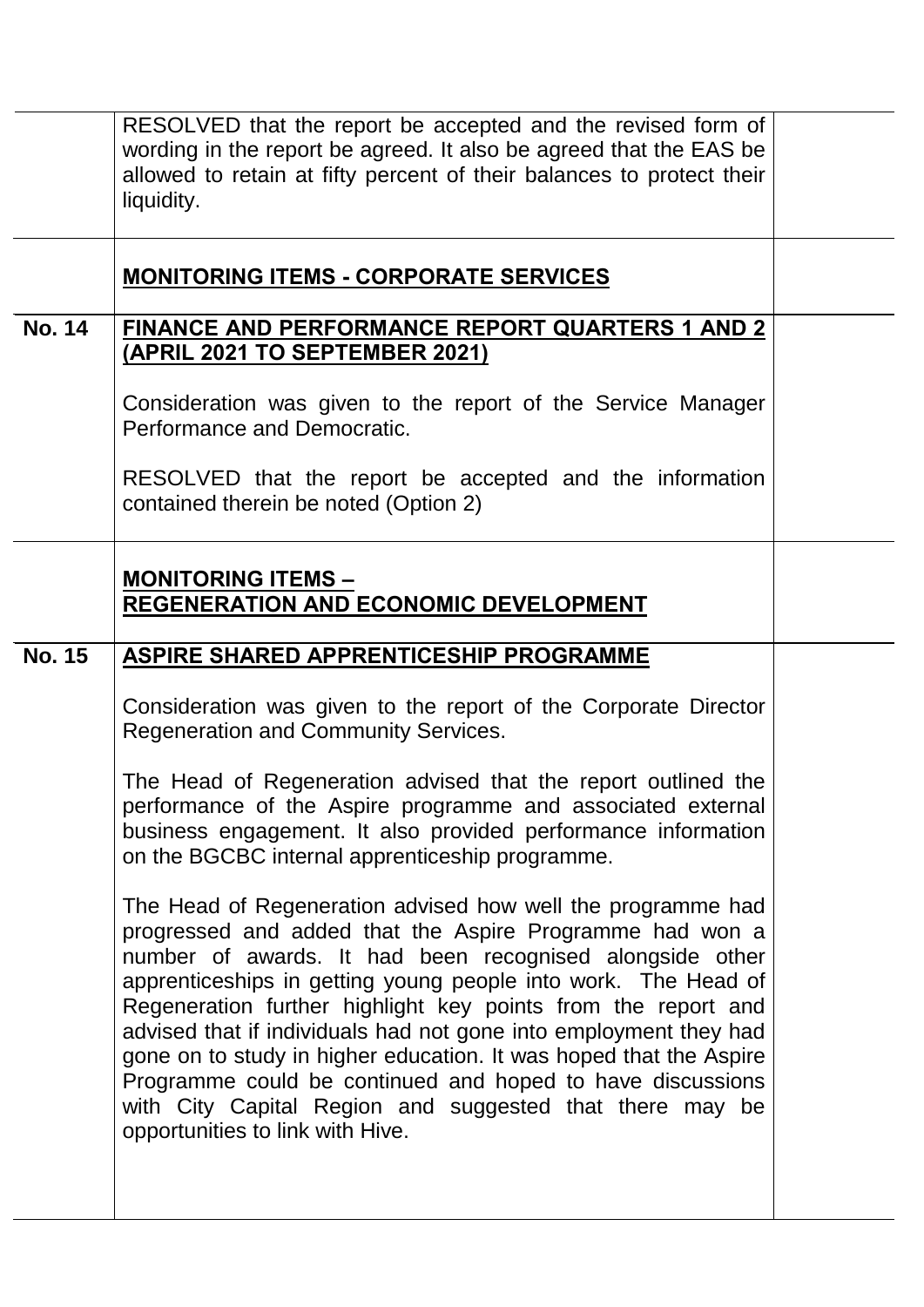| | | |
|---|---|---|
| | RESOLVED that the report be accepted and the revised form of wording in the report be agreed. It also be agreed that the EAS be allowed to retain at fifty percent of their balances to protect their liquidity. | |
| | **MONITORING ITEMS - CORPORATE SERVICES** | |
| **No. 14** | **FINANCE AND PERFORMANCE REPORT QUARTERS 1 AND 2 (APRIL 2021 TO SEPTEMBER 2021)**<br><br>Consideration was given to the report of the Service Manager Performance and Democratic.<br><br>RESOLVED that the report be accepted and the information contained therein be noted (Option 2) | |
| | **MONITORING ITEMS – REGENERATION AND ECONOMIC DEVELOPMENT** | |
| **No. 15** | **ASPIRE SHARED APPRENTICESHIP PROGRAMME**<br><br>Consideration was given to the report of the Corporate Director Regeneration and Community Services.<br><br>The Head of Regeneration advised that the report outlined the performance of the Aspire programme and associated external business engagement. It also provided performance information on the BGCBC internal apprenticeship programme.<br><br>The Head of Regeneration advised how well the programme had progressed and added that the Aspire Programme had won a number of awards. It had been recognised alongside other apprenticeships in getting young people into work. The Head of Regeneration further highlight key points from the report and advised that if individuals had not gone into employment they had gone on to study in higher education. It was hoped that the Aspire Programme could be continued and hoped to have discussions with City Capital Region and suggested that there may be opportunities to link with Hive. | |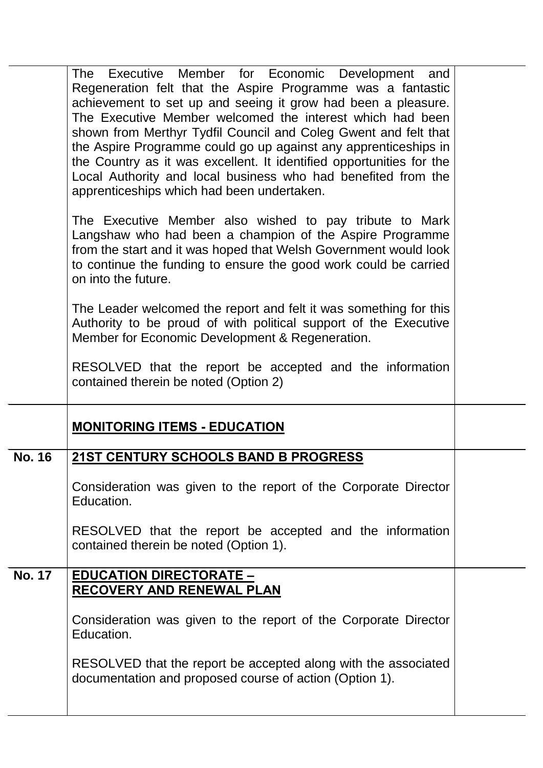| | | |
|---|---|---|
| | The Executive Member for Economic Development and Regeneration felt that the Aspire Programme was a fantastic achievement to set up and seeing it grow had been a pleasure. The Executive Member welcomed the interest which had been shown from Merthyr Tydfil Council and Coleg Gwent and felt that the Aspire Programme could go up against any apprenticeships in the Country as it was excellent. It identified opportunities for the Local Authority and local business who had benefited from the apprenticeships which had been undertaken.<br><br>The Executive Member also wished to pay tribute to Mark Langshaw who had been a champion of the Aspire Programme from the start and it was hoped that Welsh Government would look to continue the funding to ensure the good work could be carried on into the future.<br><br>The Leader welcomed the report and felt it was something for this Authority to be proud of with political support of the Executive Member for Economic Development & Regeneration.<br><br>RESOLVED that the report be accepted and the information contained therein be noted (Option 2) | |
| | **MONITORING ITEMS - EDUCATION** | |
| **No. 16** | **21ST CENTURY SCHOOLS BAND B PROGRESS**<br><br>Consideration was given to the report of the Corporate Director Education.<br><br>RESOLVED that the report be accepted and the information contained therein be noted (Option 1). | |
| **No. 17** | **EDUCATION DIRECTORATE – RECOVERY AND RENEWAL PLAN**<br><br>Consideration was given to the report of the Corporate Director Education.<br><br>RESOLVED that the report be accepted along with the associated documentation and proposed course of action (Option 1). | |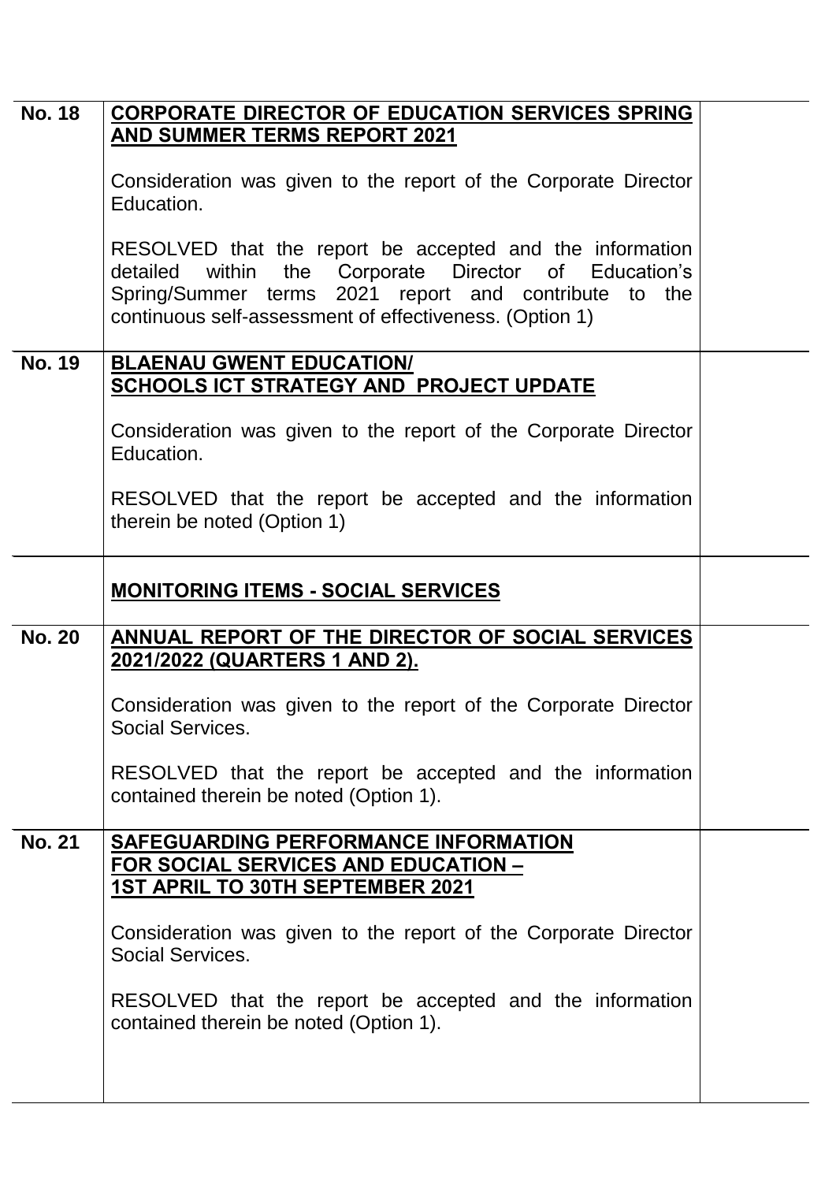| | | |
|---|---|---|
| **No. 18** | **CORPORATE DIRECTOR OF EDUCATION SERVICES SPRING AND SUMMER TERMS REPORT 2021**<br><br>Consideration was given to the report of the Corporate Director Education.<br><br>RESOLVED that the report be accepted and the information detailed within the Corporate Director of Education's Spring/Summer terms 2021 report and contribute to the continuous self-assessment of effectiveness. (Option 1) | |
| **No. 19** | **BLAENAU GWENT EDUCATION/ SCHOOLS ICT STRATEGY AND PROJECT UPDATE**<br><br>Consideration was given to the report of the Corporate Director Education.<br><br>RESOLVED that the report be accepted and the information therein be noted (Option 1) | |
| | **MONITORING ITEMS - SOCIAL SERVICES** | |
| **No. 20** | **ANNUAL REPORT OF THE DIRECTOR OF SOCIAL SERVICES 2021/2022 (QUARTERS 1 AND 2).**<br><br>Consideration was given to the report of the Corporate Director Social Services.<br><br>RESOLVED that the report be accepted and the information contained therein be noted (Option 1). | |
| **No. 21** | **SAFEGUARDING PERFORMANCE INFORMATION FOR SOCIAL SERVICES AND EDUCATION – 1ST APRIL TO 30TH SEPTEMBER 2021**<br><br>Consideration was given to the report of the Corporate Director Social Services.<br><br>RESOLVED that the report be accepted and the information contained therein be noted (Option 1). | |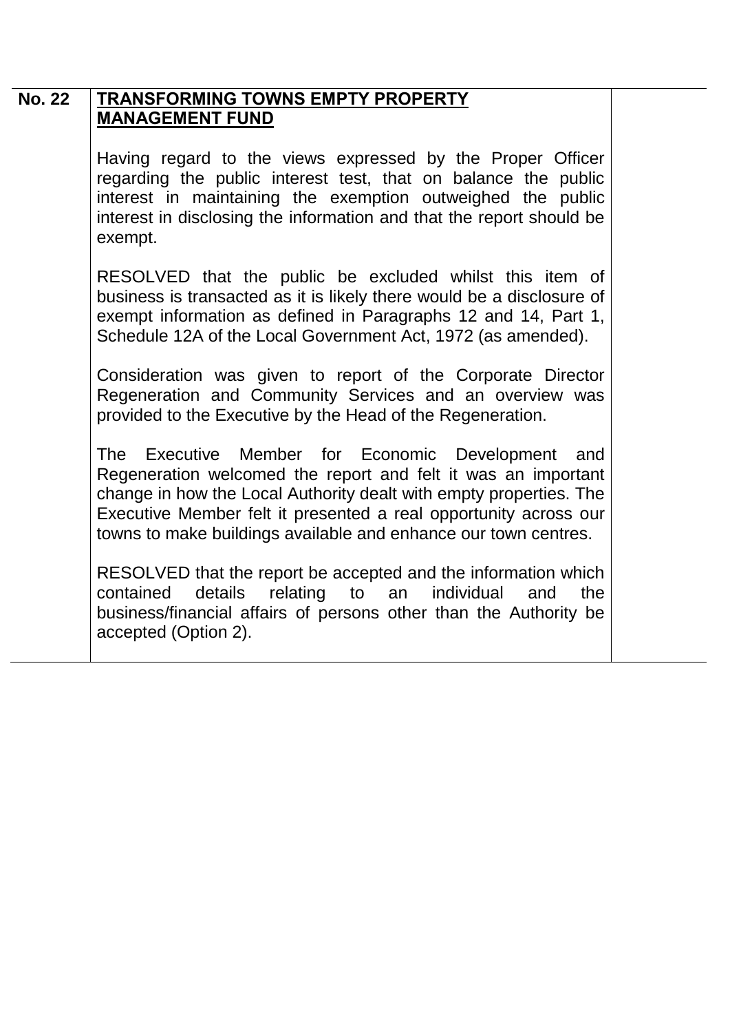| | | |
|---|---|---|
| **No. 22** | **TRANSFORMING TOWNS EMPTY PROPERTY MANAGEMENT FUND**<br><br>Having regard to the views expressed by the Proper Officer regarding the public interest test, that on balance the public interest in maintaining the exemption outweighed the public interest in disclosing the information and that the report should be exempt.<br><br>RESOLVED that the public be excluded whilst this item of business is transacted as it is likely there would be a disclosure of exempt information as defined in Paragraphs 12 and 14, Part 1, Schedule 12A of the Local Government Act, 1972 (as amended).<br><br>Consideration was given to report of the Corporate Director Regeneration and Community Services and an overview was provided to the Executive by the Head of the Regeneration.<br><br>The Executive Member for Economic Development and Regeneration welcomed the report and felt it was an important change in how the Local Authority dealt with empty properties. The Executive Member felt it presented a real opportunity across our towns to make buildings available and enhance our town centres.<br><br>RESOLVED that the report be accepted and the information which contained details relating to an individual and the business/financial affairs of persons other than the Authority be accepted (Option 2). | |